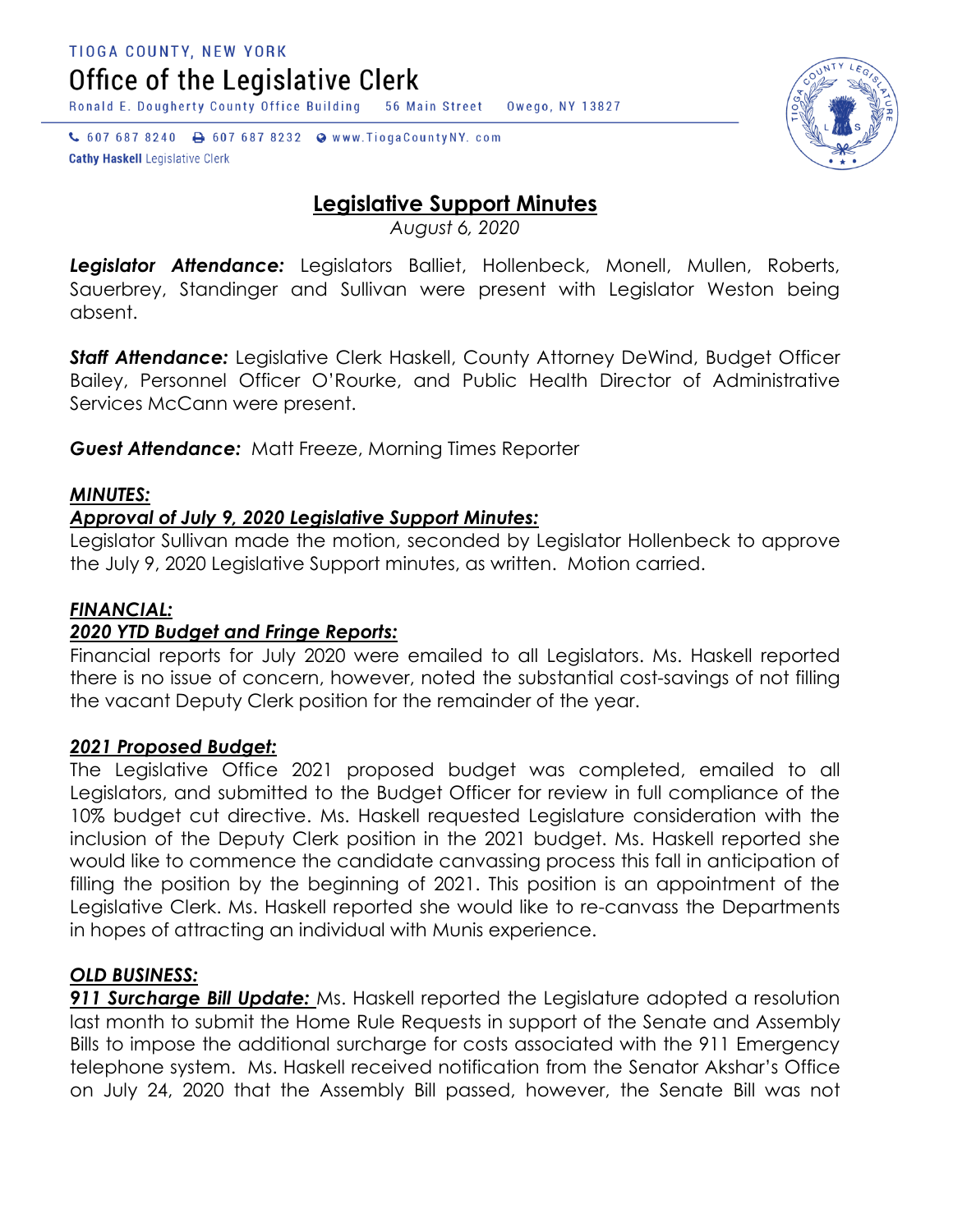TIOGA COUNTY, NEW YORK

# Office of the Legislative Clerk

Ronald E. Dougherty County Office Building 56 Main Street Owego, NY 13827

607 687 8240 607 687 8232 www.TiogaCountyNY. com

**Cathy Haskell** Legislative Clerk

## Legislative Support Minutes

*August 6, 2020*

***Legislator Attendance:*** Legislators Balliet, Hollenbeck, Monell, Mullen, Roberts, Sauerbrey, Standinger and Sullivan were present with Legislator Weston being absent.

***Staff Attendance:*** Legislative Clerk Haskell, County Attorney DeWind, Budget Officer Bailey, Personnel Officer O'Rourke, and Public Health Director of Administrative Services McCann were present.

***Guest Attendance:*** Matt Freeze, Morning Times Reporter

***MINUTES:***

***Approval of July 9, 2020 Legislative Support Minutes:***

Legislator Sullivan made the motion, seconded by Legislator Hollenbeck to approve the July 9, 2020 Legislative Support minutes, as written. Motion carried.

***FINANCIAL:***

***2020 YTD Budget and Fringe Reports:***

Financial reports for July 2020 were emailed to all Legislators. Ms. Haskell reported there is no issue of concern, however, noted the substantial cost-savings of not filling the vacant Deputy Clerk position for the remainder of the year.

***2021 Proposed Budget:***

The Legislative Office 2021 proposed budget was completed, emailed to all Legislators, and submitted to the Budget Officer for review in full compliance of the 10% budget cut directive. Ms. Haskell requested Legislature consideration with the inclusion of the Deputy Clerk position in the 2021 budget. Ms. Haskell reported she would like to commence the candidate canvassing process this fall in anticipation of filling the position by the beginning of 2021. This position is an appointment of the Legislative Clerk. Ms. Haskell reported she would like to re-canvass the Departments in hopes of attracting an individual with Munis experience.

***OLD BUSINESS:***

***911 Surcharge Bill Update:*** Ms. Haskell reported the Legislature adopted a resolution last month to submit the Home Rule Requests in support of the Senate and Assembly Bills to impose the additional surcharge for costs associated with the 911 Emergency telephone system. Ms. Haskell received notification from the Senator Akshar's Office on July 24, 2020 that the Assembly Bill passed, however, the Senate Bill was not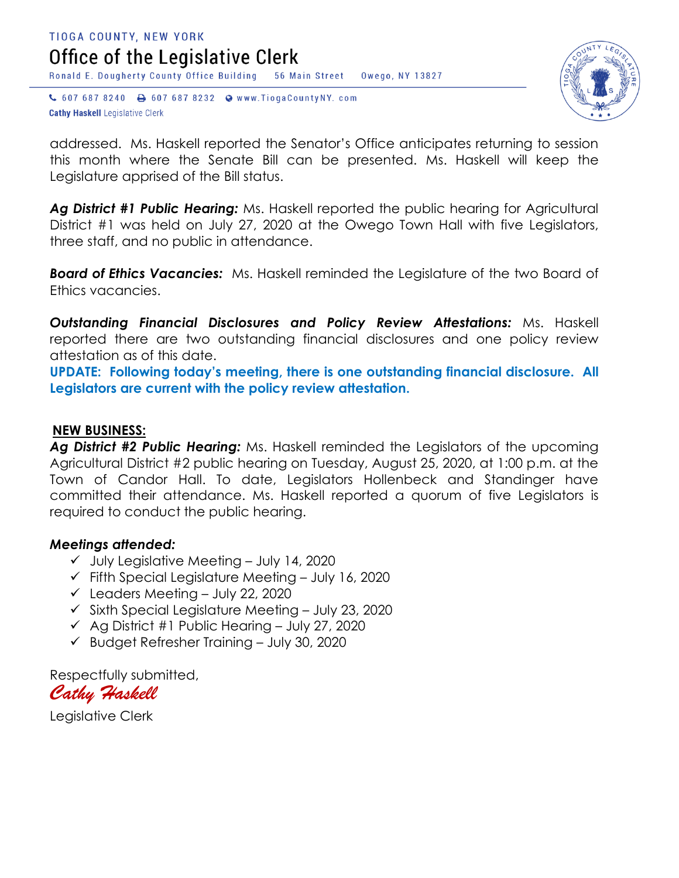addressed. Ms. Haskell reported the Senator's Office anticipates returning to session this month where the Senate Bill can be presented. Ms. Haskell will keep the Legislature apprised of the Bill status.

***Ag District #1 Public Hearing:*** Ms. Haskell reported the public hearing for Agricultural District #1 was held on July 27, 2020 at the Owego Town Hall with five Legislators, three staff, and no public in attendance.

***Board of Ethics Vacancies:*** Ms. Haskell reminded the Legislature of the two Board of Ethics vacancies.

***Outstanding Financial Disclosures and Policy Review Attestations:*** Ms. Haskell reported there are two outstanding financial disclosures and one policy review attestation as of this date.

**UPDATE: Following today's meeting, there is one outstanding financial disclosure. All Legislators are current with the policy review attestation.**

**NEW BUSINESS:**

***Ag District #2 Public Hearing:*** Ms. Haskell reminded the Legislators of the upcoming Agricultural District #2 public hearing on Tuesday, August 25, 2020, at 1:00 p.m. at the Town of Candor Hall. To date, Legislators Hollenbeck and Standinger have committed their attendance. Ms. Haskell reported a quorum of five Legislators is required to conduct the public hearing.

***Meetings attended:***

- ✓ July Legislative Meeting – July 14, 2020
- ✓ Fifth Special Legislature Meeting – July 16, 2020
- ✓ Leaders Meeting – July 22, 2020
- ✓ Sixth Special Legislature Meeting – July 23, 2020
- ✓ Ag District #1 Public Hearing – July 27, 2020
- ✓ Budget Refresher Training – July 30, 2020

Respectfully submitted,

*Cathy Haskell*

Legislative Clerk